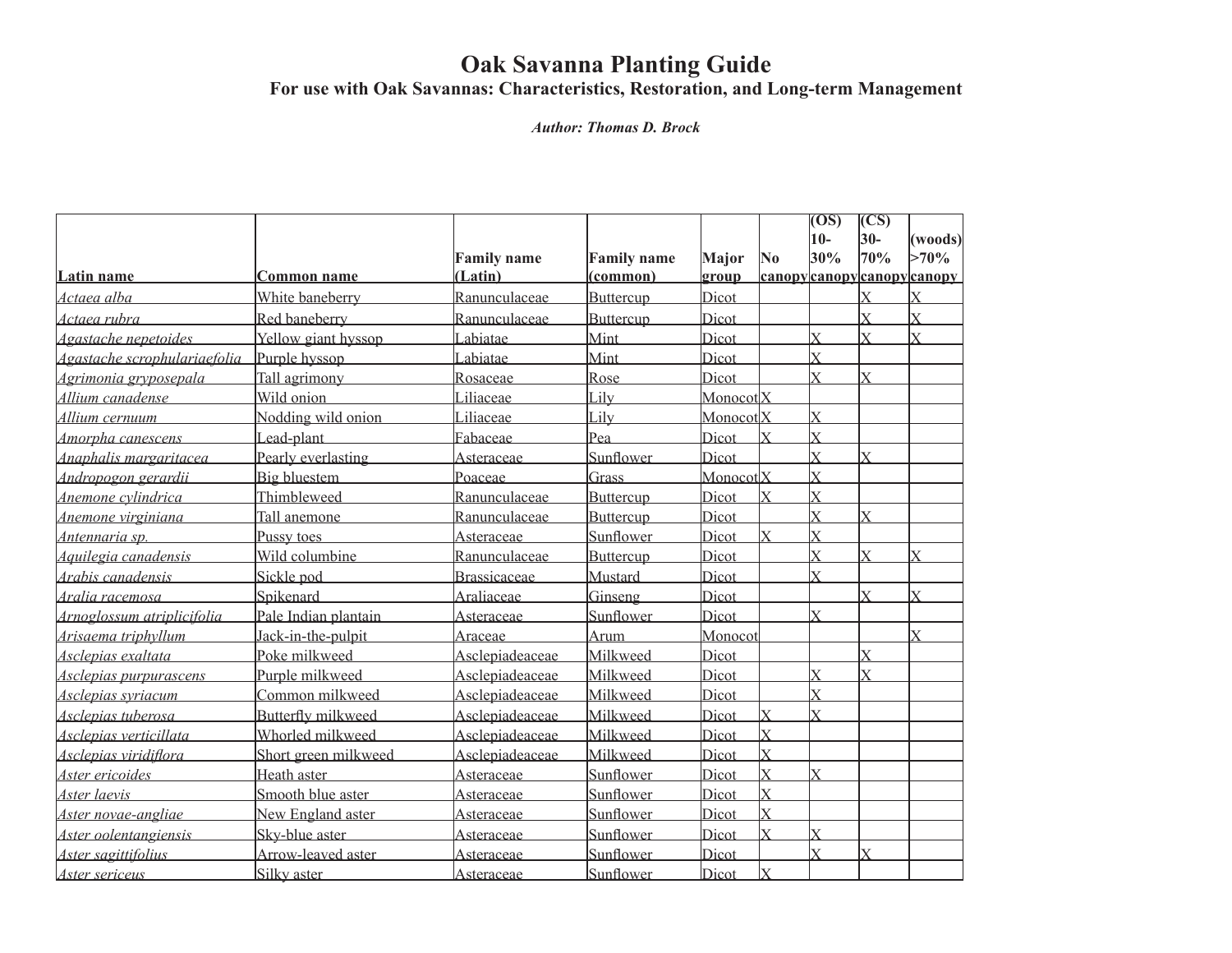# Oak Savanna Planting Guide

## For use with Oak Savannas: Characteristics, Restoration, and Long-term Management

***Author: Thomas D. Brock***

| Latin name | Common name | Family name (Latin) | Family name (common) | Major group | No canopy | (OS) 10-30% canopy | (CS) 30-70% canopy | (woods) >70% canopy |
|---|---|---|---|---|---|---|---|---|
| *Actaea alba* | White baneberry | Ranunculaceae | Buttercup | Dicot | | | X | X |
| *Actaea rubra* | Red baneberry | Ranunculaceae | Buttercup | Dicot | | | X | X |
| *Agastache nepetoides* | Yellow giant hyssop | Labiatae | Mint | Dicot | | X | X | X |
| *Agastache scrophulariaefolia* | Purple hyssop | Labiatae | Mint | Dicot | | X | | |
| *Agrimonia gryposepala* | Tall agrimony | Rosaceae | Rose | Dicot | | X | X | |
| *Allium canadense* | Wild onion | Liliaceae | Lily | Monocot | X | | | |
| *Allium cernuum* | Nodding wild onion | Liliaceae | Lily | Monocot | X | X | | |
| *Amorpha canescens* | Lead-plant | Fabaceae | Pea | Dicot | X | X | | |
| *Anaphalis margaritacea* | Pearly everlasting | Asteraceae | Sunflower | Dicot | | X | X | |
| *Andropogon gerardii* | Big bluestem | Poaceae | Grass | Monocot | X | X | | |
| *Anemone cylindrica* | Thimbleweed | Ranunculaceae | Buttercup | Dicot | X | X | | |
| *Anemone virginiana* | Tall anemone | Ranunculaceae | Buttercup | Dicot | | X | X | |
| *Antennaria sp.* | Pussy toes | Asteraceae | Sunflower | Dicot | X | X | | |
| *Aquilegia canadensis* | Wild columbine | Ranunculaceae | Buttercup | Dicot | | X | X | X |
| *Arabis canadensis* | Sickle pod | Brassicaceae | Mustard | Dicot | | X | | |
| *Aralia racemosa* | Spikenard | Araliaceae | Ginseng | Dicot | | | X | X |
| *Arnoglossum atriplicifolia* | Pale Indian plantain | Asteraceae | Sunflower | Dicot | | X | | |
| *Arisaema triphyllum* | Jack-in-the-pulpit | Araceae | Arum | Monocot | | | | X |
| *Asclepias exaltata* | Poke milkweed | Asclepiadeaceae | Milkweed | Dicot | | | X | |
| *Asclepias purpurascens* | Purple milkweed | Asclepiadeaceae | Milkweed | Dicot | | X | X | |
| *Asclepias syriacum* | Common milkweed | Asclepiadeaceae | Milkweed | Dicot | | X | | |
| *Asclepias tuberosa* | Butterfly milkweed | Asclepiadeaceae | Milkweed | Dicot | X | X | | |
| *Asclepias verticillata* | Whorled milkweed | Asclepiadeaceae | Milkweed | Dicot | X | | | |
| *Asclepias viridiflora* | Short green milkweed | Asclepiadeaceae | Milkweed | Dicot | X | | | |
| *Aster ericoides* | Heath aster | Asteraceae | Sunflower | Dicot | X | X | | |
| *Aster laevis* | Smooth blue aster | Asteraceae | Sunflower | Dicot | X | | | |
| *Aster novae-angliae* | New England aster | Asteraceae | Sunflower | Dicot | X | | | |
| *Aster oolentangiensis* | Sky-blue aster | Asteraceae | Sunflower | Dicot | X | X | | |
| *Aster sagittifolius* | Arrow-leaved aster | Asteraceae | Sunflower | Dicot | | X | X | |
| *Aster sericeus* | Silky aster | Asteraceae | Sunflower | Dicot | X | | | |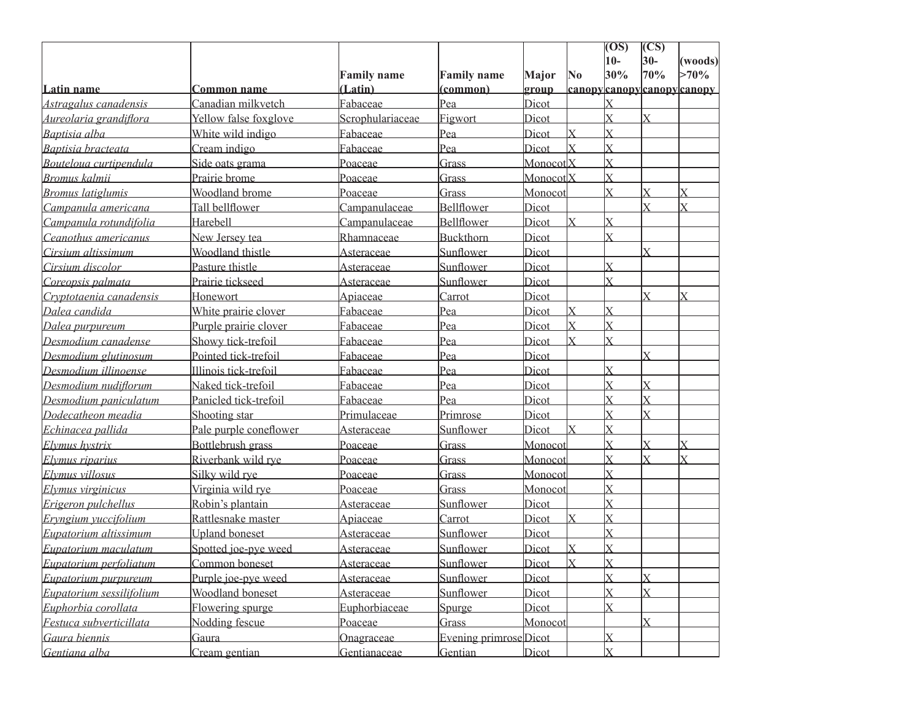| Latin name | Common name | Family name (Latin) | Family name (common) | Major group | No canopy | (OS) 10-30% canopy | (CS) 30-70% canopy | (woods) >70% canopy |
|---|---|---|---|---|---|---|---|---|
| *Astragalus canadensis* | Canadian milkvetch | Fabaceae | Pea | Dicot | | X | | |
| *Aureolaria grandiflora* | Yellow false foxglove | Scrophulariaceae | Figwort | Dicot | | X | X | |
| *Baptisia alba* | White wild indigo | Fabaceae | Pea | Dicot | X | X | | |
| *Baptisia bracteata* | Cream indigo | Fabaceae | Pea | Dicot | X | X | | |
| *Bouteloua curtipendula* | Side oats grama | Poaceae | Grass | Monocot | X | X | | |
| *Bromus kalmii* | Prairie brome | Poaceae | Grass | Monocot | X | X | | |
| *Bromus latiglumis* | Woodland brome | Poaceae | Grass | Monocot | | X | X | X |
| *Campanula americana* | Tall bellflower | Campanulaceae | Bellflower | Dicot | | | X | X |
| *Campanula rotundifolia* | Harebell | Campanulaceae | Bellflower | Dicot | X | X | | |
| *Ceanothus americanus* | New Jersey tea | Rhamnaceae | Buckthorn | Dicot | | X | | |
| *Cirsium altissimum* | Woodland thistle | Asteraceae | Sunflower | Dicot | | | X | |
| *Cirsium discolor* | Pasture thistle | Asteraceae | Sunflower | Dicot | | X | | |
| *Coreopsis palmata* | Prairie tickseed | Asteraceae | Sunflower | Dicot | | X | | |
| *Cryptotaenia canadensis* | Honewort | Apiaceae | Carrot | Dicot | | | X | X |
| *Dalea candida* | White prairie clover | Fabaceae | Pea | Dicot | X | X | | |
| *Dalea purpureum* | Purple prairie clover | Fabaceae | Pea | Dicot | X | X | | |
| *Desmodium canadense* | Showy tick-trefoil | Fabaceae | Pea | Dicot | X | X | | |
| *Desmodium glutinosum* | Pointed tick-trefoil | Fabaceae | Pea | Dicot | | | X | |
| *Desmodium illinoense* | Illinois tick-trefoil | Fabaceae | Pea | Dicot | | X | | |
| *Desmodium nudiflorum* | Naked tick-trefoil | Fabaceae | Pea | Dicot | | X | X | |
| *Desmodium paniculatum* | Panicled tick-trefoil | Fabaceae | Pea | Dicot | | X | X | |
| *Dodecatheon meadia* | Shooting star | Primulaceae | Primrose | Dicot | | X | X | |
| *Echinacea pallida* | Pale purple coneflower | Asteraceae | Sunflower | Dicot | X | X | | |
| *Elymus hystrix* | Bottlebrush grass | Poaceae | Grass | Monocot | | X | X | X |
| *Elymus riparius* | Riverbank wild rye | Poaceae | Grass | Monocot | | X | X | X |
| *Elymus villosus* | Silky wild rye | Poaceae | Grass | Monocot | | X | | |
| *Elymus virginicus* | Virginia wild rye | Poaceae | Grass | Monocot | | X | | |
| *Erigeron pulchellus* | Robin's plantain | Asteraceae | Sunflower | Dicot | | X | | |
| *Eryngium yuccifolium* | Rattlesnake master | Apiaceae | Carrot | Dicot | X | X | | |
| *Eupatorium altissimum* | Upland boneset | Asteraceae | Sunflower | Dicot | | X | | |
| *Eupatorium maculatum* | Spotted joe-pye weed | Asteraceae | Sunflower | Dicot | X | X | | |
| *Eupatorium perfoliatum* | Common boneset | Asteraceae | Sunflower | Dicot | X | X | | |
| *Eupatorium purpureum* | Purple joe-pye weed | Asteraceae | Sunflower | Dicot | | X | X | |
| *Eupatorium sessilifolium* | Woodland boneset | Asteraceae | Sunflower | Dicot | | X | X | |
| *Euphorbia corollata* | Flowering spurge | Euphorbiaceae | Spurge | Dicot | | X | | |
| *Festuca subverticillata* | Nodding fescue | Poaceae | Grass | Monocot | | | X | |
| *Gaura biennis* | Gaura | Onagraceae | Evening primrose | Dicot | | X | | |
| *Gentiana alba* | Cream gentian | Gentianaceae | Gentian | Dicot | | X | | |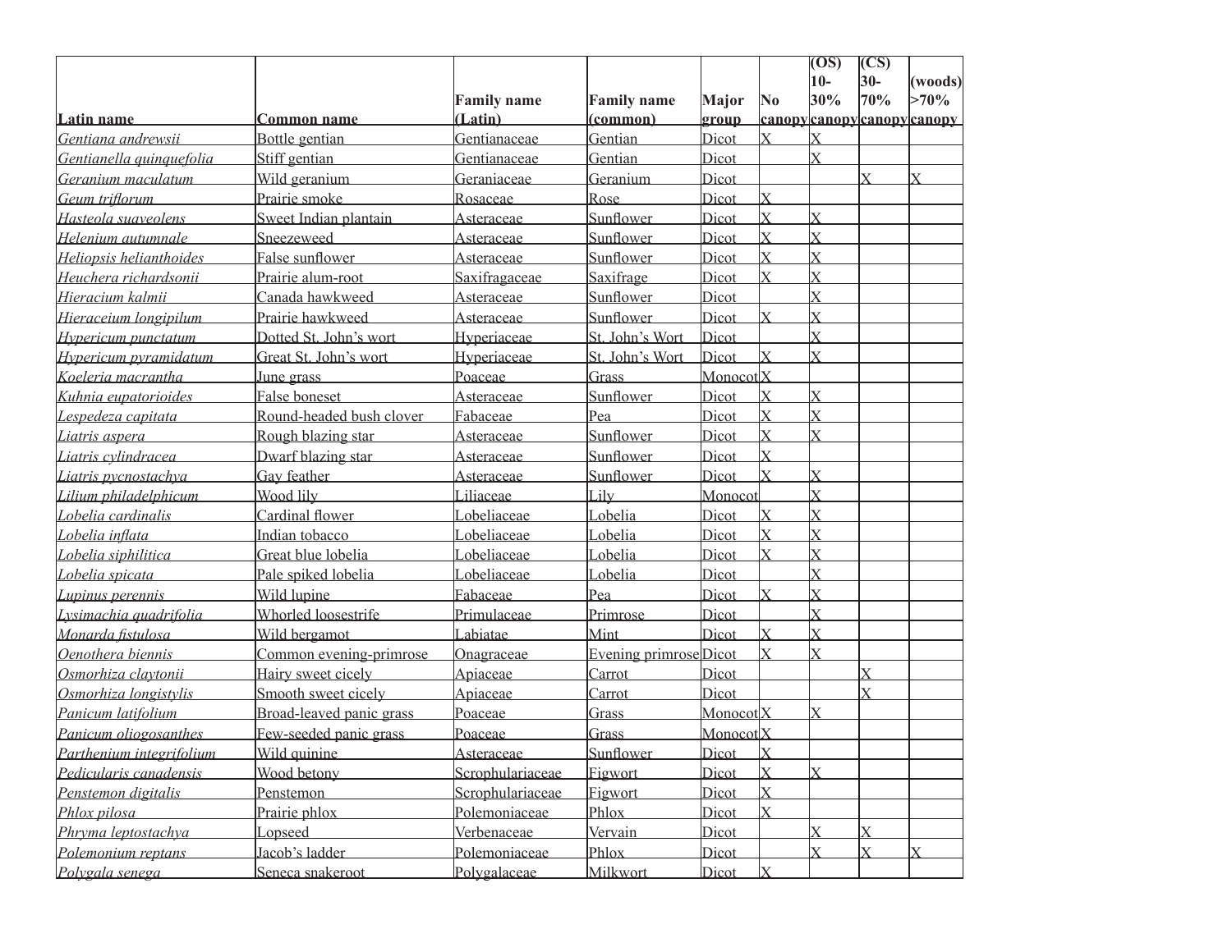| Latin name | Common name | Family name (Latin) | Family name (common) | Major group | No canopy | (OS) 10-30% canopy | (CS) 30-70% canopy | (woods) >70% canopy |
|---|---|---|---|---|---|---|---|---|
| *Gentiana andrewsii* | Bottle gentian | Gentianaceae | Gentian | Dicot | X | X | | |
| *Gentianella quinquefolia* | Stiff gentian | Gentianaceae | Gentian | Dicot | | X | | |
| *Geranium maculatum* | Wild geranium | Geraniaceae | Geranium | Dicot | | | X | X |
| *Geum triflorum* | Prairie smoke | Rosaceae | Rose | Dicot | X | | | |
| *Hasteola suaveolens* | Sweet Indian plantain | Asteraceae | Sunflower | Dicot | X | X | | |
| *Helenium autumnale* | Sneezeweed | Asteraceae | Sunflower | Dicot | X | X | | |
| *Heliopsis helianthoides* | False sunflower | Asteraceae | Sunflower | Dicot | X | X | | |
| *Heuchera richardsonii* | Prairie alum-root | Saxifragaceae | Saxifrage | Dicot | X | X | | |
| *Hieracium kalmii* | Canada hawkweed | Asteraceae | Sunflower | Dicot | | X | | |
| *Hieraceium longipilum* | Prairie hawkweed | Asteraceae | Sunflower | Dicot | X | X | | |
| *Hypericum punctatum* | Dotted St. John's wort | Hyperiaceae | St. John's Wort | Dicot | | X | | |
| *Hypericum pyramidatum* | Great St. John's wort | Hyperiaceae | St. John's Wort | Dicot | X | X | | |
| *Koeleria macrantha* | June grass | Poaceae | Grass | Monocot | X | | | |
| *Kuhnia eupatorioides* | False boneset | Asteraceae | Sunflower | Dicot | X | X | | |
| *Lespedeza capitata* | Round-headed bush clover | Fabaceae | Pea | Dicot | X | X | | |
| *Liatris aspera* | Rough blazing star | Asteraceae | Sunflower | Dicot | X | X | | |
| *Liatris cylindracea* | Dwarf blazing star | Asteraceae | Sunflower | Dicot | X | | | |
| *Liatris pycnostachya* | Gay feather | Asteraceae | Sunflower | Dicot | X | X | | |
| *Lilium philadelphicum* | Wood lily | Liliaceae | Lily | Monocot | | X | | |
| *Lobelia cardinalis* | Cardinal flower | Lobeliaceae | Lobelia | Dicot | X | X | | |
| *Lobelia inflata* | Indian tobacco | Lobeliaceae | Lobelia | Dicot | X | X | | |
| *Lobelia siphilitica* | Great blue lobelia | Lobeliaceae | Lobelia | Dicot | X | X | | |
| *Lobelia spicata* | Pale spiked lobelia | Lobeliaceae | Lobelia | Dicot | | X | | |
| *Lupinus perennis* | Wild lupine | Fabaceae | Pea | Dicot | X | X | | |
| *Lysimachia quadrifolia* | Whorled loosestrife | Primulaceae | Primrose | Dicot | | X | | |
| *Monarda fistulosa* | Wild bergamot | Labiatae | Mint | Dicot | X | X | | |
| *Oenothera biennis* | Common evening-primrose | Onagraceae | Evening primrose | Dicot | X | X | | |
| *Osmorhiza claytonii* | Hairy sweet cicely | Apiaceae | Carrot | Dicot | | | X | |
| *Osmorhiza longistylis* | Smooth sweet cicely | Apiaceae | Carrot | Dicot | | | X | |
| *Panicum latifolium* | Broad-leaved panic grass | Poaceae | Grass | Monocot | X | X | | |
| *Panicum oliogosanthes* | Few-seeded panic grass | Poaceae | Grass | Monocot | X | | | |
| *Parthenium integrifolium* | Wild quinine | Asteraceae | Sunflower | Dicot | X | | | |
| *Pedicularis canadensis* | Wood betony | Scrophulariaceae | Figwort | Dicot | X | X | | |
| *Penstemon digitalis* | Penstemon | Scrophulariaceae | Figwort | Dicot | X | | | |
| *Phlox pilosa* | Prairie phlox | Polemoniaceae | Phlox | Dicot | X | | | |
| *Phryma leptostachya* | Lopseed | Verbenaceae | Vervain | Dicot | | X | X | |
| *Polemonium reptans* | Jacob's ladder | Polemoniaceae | Phlox | Dicot | | X | X | X |
| *Polygala senega* | Seneca snakeroot | Polygalaceae | Milkwort | Dicot | X | | | |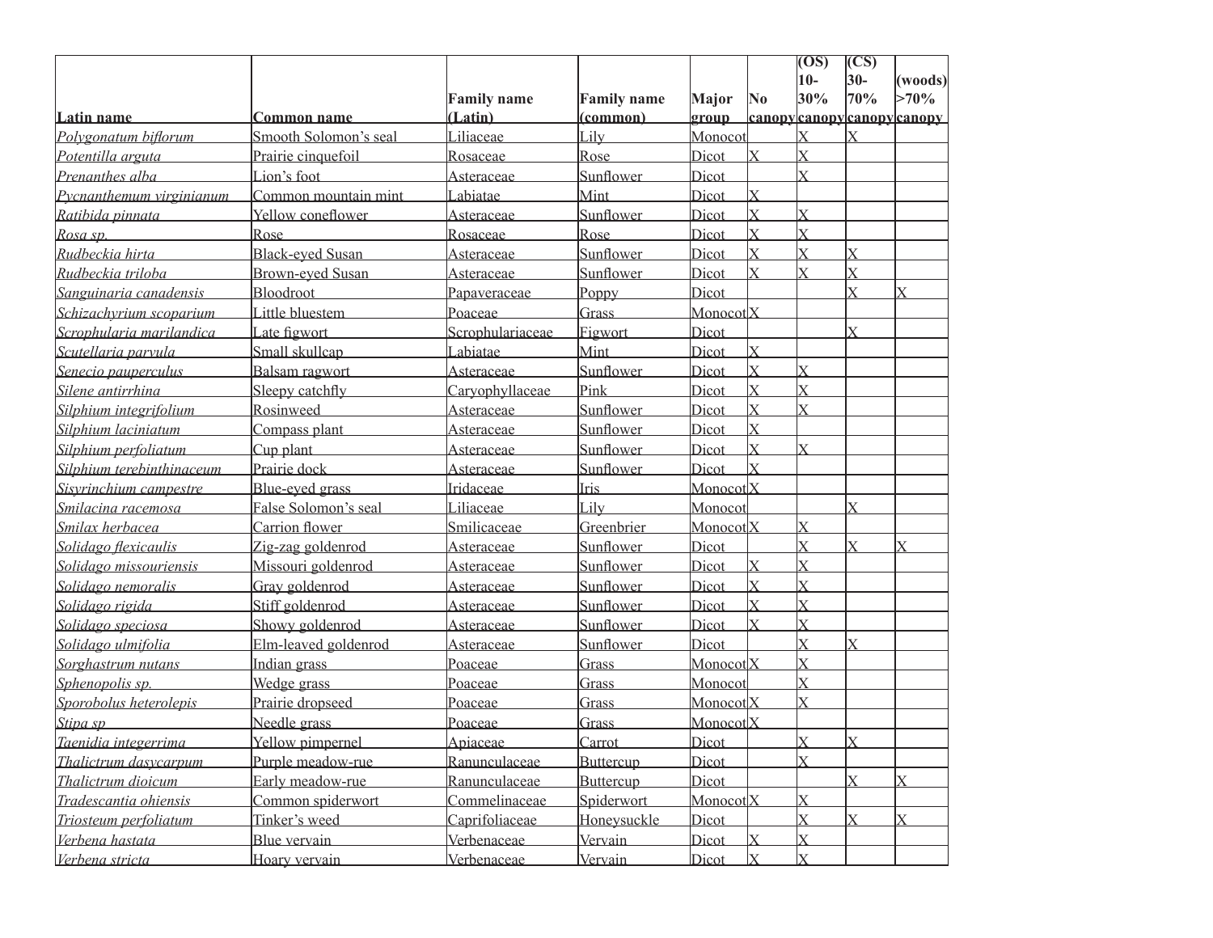| Latin name | Common name | Family name (Latin) | Family name (common) | Major group | No canopy | (OS) 10-30% canopy | (CS) 30-70% canopy | (woods) >70% canopy |
|---|---|---|---|---|---|---|---|---|
| *Polygonatum biflorum* | Smooth Solomon's seal | Liliaceae | Lily | Monocot | | X | X | |
| *Potentilla arguta* | Prairie cinquefoil | Rosaceae | Rose | Dicot | X | X | | |
| *Prenanthes alba* | Lion's foot | Asteraceae | Sunflower | Dicot | | X | | |
| *Pycnanthemum virginianum* | Common mountain mint | Labiatae | Mint | Dicot | X | | | |
| *Ratibida pinnata* | Yellow coneflower | Asteraceae | Sunflower | Dicot | X | X | | |
| *Rosa sp.* | Rose | Rosaceae | Rose | Dicot | X | X | | |
| *Rudbeckia hirta* | Black-eyed Susan | Asteraceae | Sunflower | Dicot | X | X | X | |
| *Rudbeckia triloba* | Brown-eyed Susan | Asteraceae | Sunflower | Dicot | X | X | X | |
| *Sanguinaria canadensis* | Bloodroot | Papaveraceae | Poppy | Dicot | | | X | X |
| *Schizachyrium scoparium* | Little bluestem | Poaceae | Grass | Monocot | X | | | |
| *Scrophularia marilandica* | Late figwort | Scrophulariaceae | Figwort | Dicot | | | X | |
| *Scutellaria parvula* | Small skullcap | Labiatae | Mint | Dicot | X | | | |
| *Senecio pauperculus* | Balsam ragwort | Asteraceae | Sunflower | Dicot | X | X | | |
| *Silene antirrhina* | Sleepy catchfly | Caryophyllaceae | Pink | Dicot | X | X | | |
| *Silphium integrifolium* | Rosinweed | Asteraceae | Sunflower | Dicot | X | X | | |
| *Silphium laciniatum* | Compass plant | Asteraceae | Sunflower | Dicot | X | | | |
| *Silphium perfoliatum* | Cup plant | Asteraceae | Sunflower | Dicot | X | X | | |
| *Silphium terebinthinaceum* | Prairie dock | Asteraceae | Sunflower | Dicot | X | | | |
| *Sisyrinchium campestre* | Blue-eyed grass | Iridaceae | Iris | Monocot | X | | | |
| *Smilacina racemosa* | False Solomon's seal | Liliaceae | Lily | Monocot | | | X | |
| *Smilax herbacea* | Carrion flower | Smilicaceae | Greenbrier | Monocot | X | X | | |
| *Solidago flexicaulis* | Zig-zag goldenrod | Asteraceae | Sunflower | Dicot | | X | X | X |
| *Solidago missouriensis* | Missouri goldenrod | Asteraceae | Sunflower | Dicot | X | X | | |
| *Solidago nemoralis* | Gray goldenrod | Asteraceae | Sunflower | Dicot | X | X | | |
| *Solidago rigida* | Stiff goldenrod | Asteraceae | Sunflower | Dicot | X | X | | |
| *Solidago speciosa* | Showy goldenrod | Asteraceae | Sunflower | Dicot | X | X | | |
| *Solidago ulmifolia* | Elm-leaved goldenrod | Asteraceae | Sunflower | Dicot | | X | X | |
| *Sorghastrum nutans* | Indian grass | Poaceae | Grass | Monocot | X | X | | |
| *Sphenopolis sp.* | Wedge grass | Poaceae | Grass | Monocot | | X | | |
| *Sporobolus heterolepis* | Prairie dropseed | Poaceae | Grass | Monocot | X | X | | |
| *Stipa sp* | Needle grass | Poaceae | Grass | Monocot | X | | | |
| *Taenidia integerrima* | Yellow pimpernel | Apiaceae | Carrot | Dicot | | X | X | |
| *Thalictrum dasycarpum* | Purple meadow-rue | Ranunculaceae | Buttercup | Dicot | | X | | |
| *Thalictrum dioicum* | Early meadow-rue | Ranunculaceae | Buttercup | Dicot | | | X | X |
| *Tradescantia ohiensis* | Common spiderwort | Commelinaceae | Spiderwort | Monocot | X | X | | |
| *Triosteum perfoliatum* | Tinker's weed | Caprifoliaceae | Honeysuckle | Dicot | | X | X | X |
| *Verbena hastata* | Blue vervain | Verbenaceae | Vervain | Dicot | X | X | | |
| *Verbena stricta* | Hoary vervain | Verbenaceae | Vervain | Dicot | X | X | | |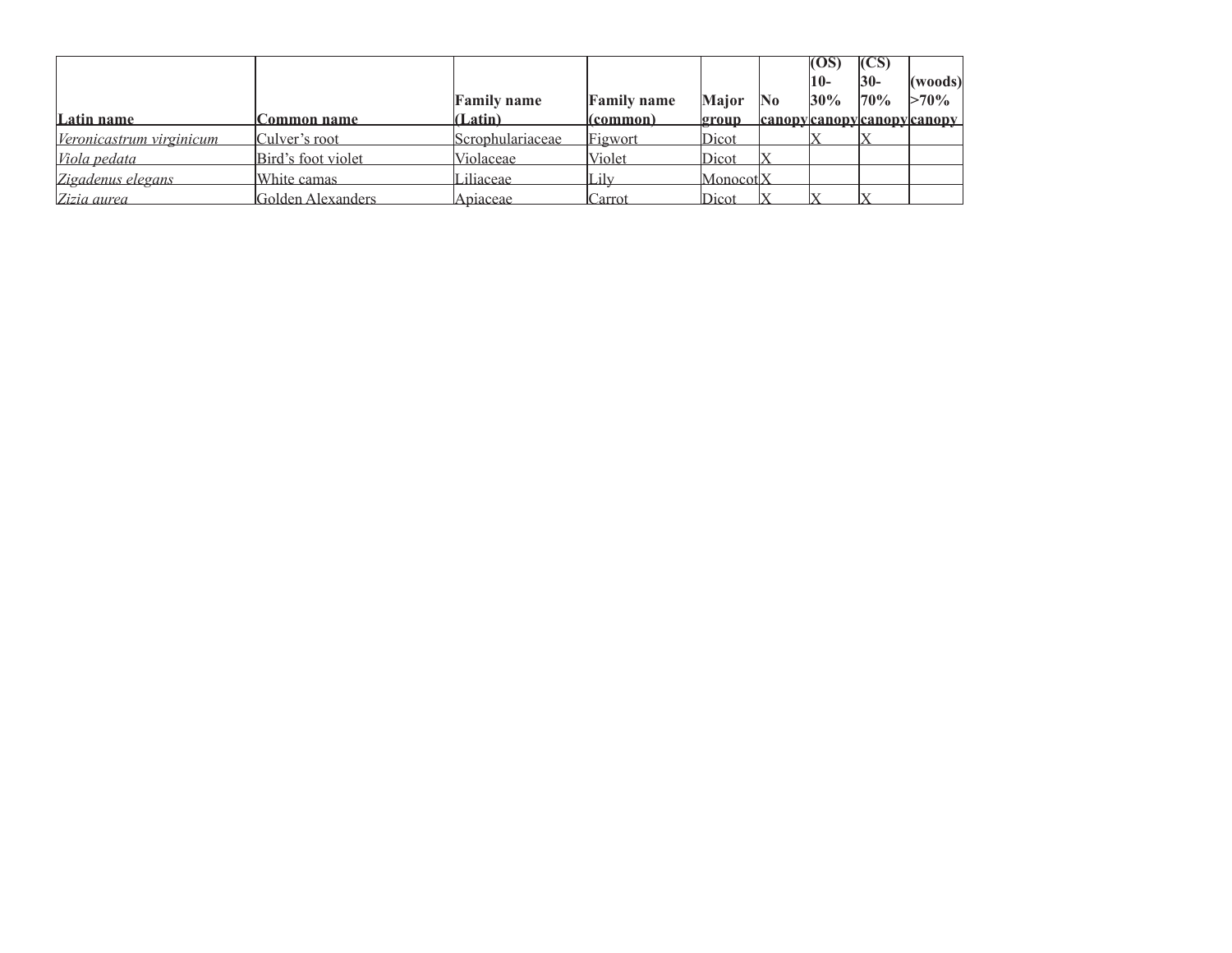| Latin name | Common name | Family name (Latin) | Family name (common) | Major group | No canopy | (OS) 10-30% canopy | (CS) 30-70% canopy | (woods) >70% canopy |
|---|---|---|---|---|---|---|---|---|
| *Veronicastrum virginicum* | Culver's root | Scrophulariaceae | Figwort | Dicot | | X | X | |
| *Viola pedata* | Bird's foot violet | Violaceae | Violet | Dicot | X | | | |
| *Zigadenus elegans* | White camas | Liliaceae | Lily | Monocot | X | | | |
| *Zizia aurea* | Golden Alexanders | Apiaceae | Carrot | Dicot | X | X | X | |